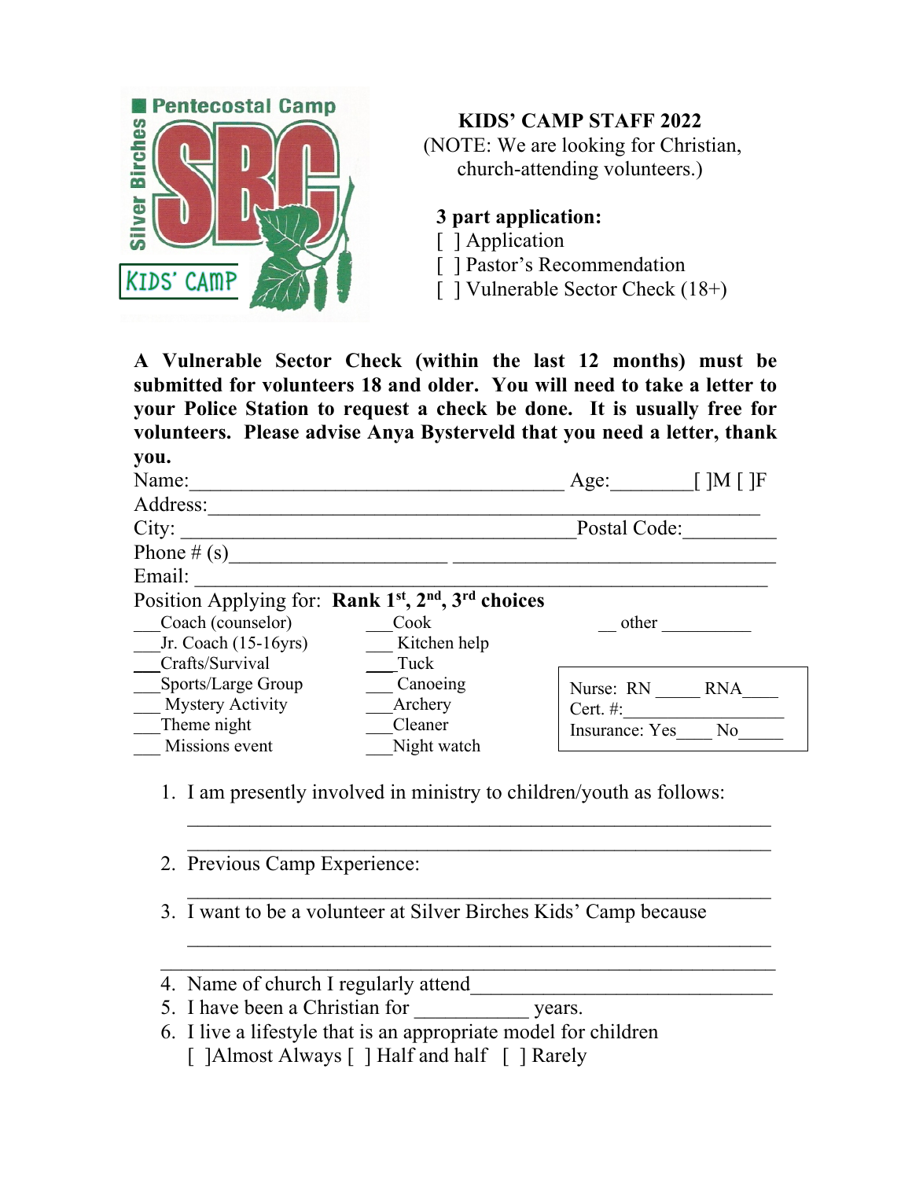Pentecostal Camp

Silver Birches

SBC

KIDS' CAMP

# KIDS' CAMP STAFF 2022

(NOTE: We are looking for Christian, church-attending volunteers.)

**3 part application:**

[ ] Application

[ ] Pastor's Recommendation

[ ] Vulnerable Sector Check (18+)

**A Vulnerable Sector Check (within the last 12 months) must be submitted for volunteers 18 and older. You will need to take a letter to your Police Station to request a check be done. It is usually free for volunteers. Please advise Anya Bysterveld that you need a letter, thank you.**

Name:___________________________________ Age:________ [ ]M [ ]F

Address:____________________________________________________

City: ______________________________________Postal Code:_________

Phone # (s)____________________ ______________________________

Email: _____________________________________________________

Position Applying for: **Rank 1st, 2nd, 3rd choices**

___Coach (counselor)
___Jr. Coach (15-16yrs)
___Crafts/Survival
___Sports/Large Group
___ Mystery Activity
___Theme night
___ Missions event

___Cook
___ Kitchen help
___Tuck
___ Canoeing
___Archery
___Cleaner
___Night watch

__ other __________

Nurse: RN _____ RNA____
Cert. #:__________________
Insurance: Yes____ No_____

1. I am presently involved in ministry to children/youth as follows:
   ______________________________________________________
   ______________________________________________________
2. Previous Camp Experience:
   ______________________________________________________
3. I want to be a volunteer at Silver Birches Kids' Camp because
   ______________________________________________________
   ______________________________________________________
4. Name of church I regularly attend_____________________________
5. I have been a Christian for ___________ years.
6. I live a lifestyle that is an appropriate model for children
   [ ]Almost Always [ ] Half and half [ ] Rarely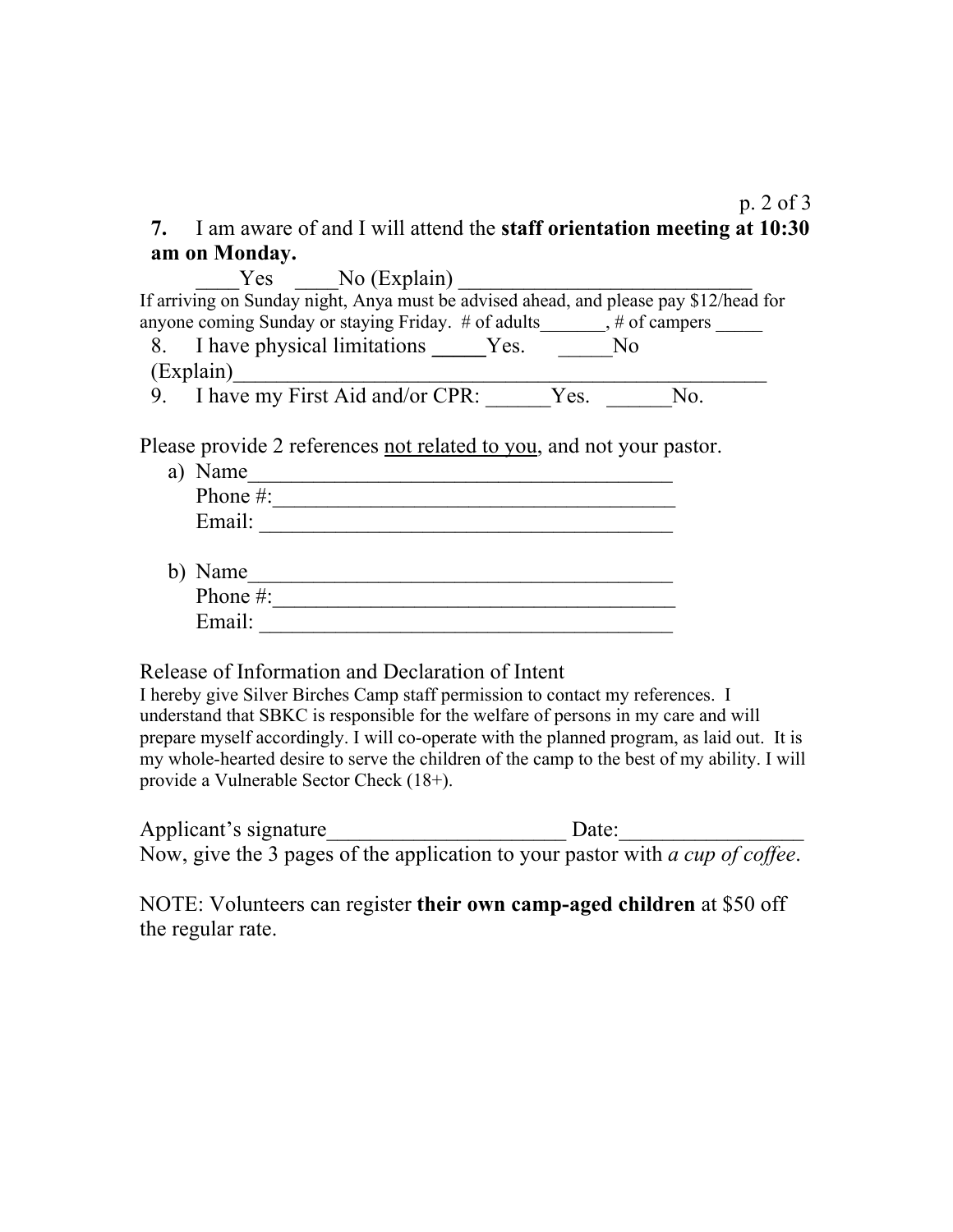**7.** I am aware of and I will attend the **staff orientation meeting at 10:30 am on Monday.**

____Yes ____No (Explain) ___________________________

If arriving on Sunday night, Anya must be advised ahead, and please pay $12/head for anyone coming Sunday or staying Friday. # of adults_______, # of campers _____

8. I have physical limitations _____Yes. _____No (Explain)_________________________________________________

9. I have my First Aid and/or CPR: ______Yes. ______No.

Please provide 2 references <u>not related to you</u>, and not your pastor.

a) Name________________________________________
   Phone #:______________________________________
   Email: _______________________________________

b) Name________________________________________
   Phone #:______________________________________
   Email: _______________________________________

Release of Information and Declaration of Intent

I hereby give Silver Birches Camp staff permission to contact my references. I understand that SBKC is responsible for the welfare of persons in my care and will prepare myself accordingly. I will co-operate with the planned program, as laid out. It is my whole-hearted desire to serve the children of the camp to the best of my ability. I will provide a Vulnerable Sector Check (18+).

Applicant's signature______________________ Date:________________

Now, give the 3 pages of the application to your pastor with *a cup of coffee*.

NOTE: Volunteers can register **their own camp-aged children** at $50 off the regular rate.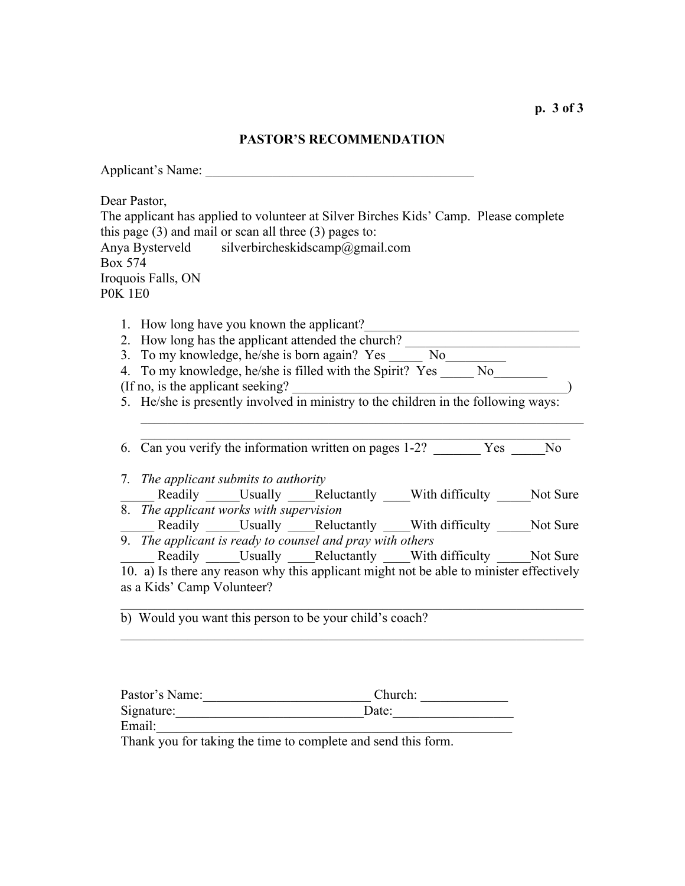## PASTOR'S RECOMMENDATION

Applicant's Name: ___________________________________________

Dear Pastor,
The applicant has applied to volunteer at Silver Birches Kids' Camp. Please complete this page (3) and mail or scan all three (3) pages to:
Anya Bysterveld silverbircheskidscamp@gmail.com
Box 574
Iroquois Falls, ON
P0K 1E0

1. How long have you known the applicant?_________________________________
2. How long has the applicant attended the church? ___________________________
3. To my knowledge, he/she is born again? Yes _____ No_________
4. To my knowledge, he/she is filled with the Spirit? Yes _____ No________
(If no, is the applicant seeking? ___________________________________________)
5. He/she is presently involved in ministry to the children in the following ways:
_____________________________________________________________________
_____________________________________________________________________
6. Can you verify the information written on pages 1-2? _______ Yes _____No

7. *The applicant submits to authority*
_____ Readily _____Usually ____Reluctantly ____With difficulty _____Not Sure
8. *The applicant works with supervision*
_____ Readily _____Usually ____Reluctantly ____With difficulty _____Not Sure
9. *The applicant is ready to counsel and pray with others*
_____ Readily _____Usually ____Reluctantly ____With difficulty _____Not Sure
10. a) Is there any reason why this applicant might not be able to minister effectively as a Kids' Camp Volunteer?
_____________________________________________________________________
b) Would you want this person to be your child's coach?
_____________________________________________________________________

Pastor's Name:_________________________ Church: _____________
Signature:____________________________Date:__________________
Email:_____________________________________________________
Thank you for taking the time to complete and send this form.